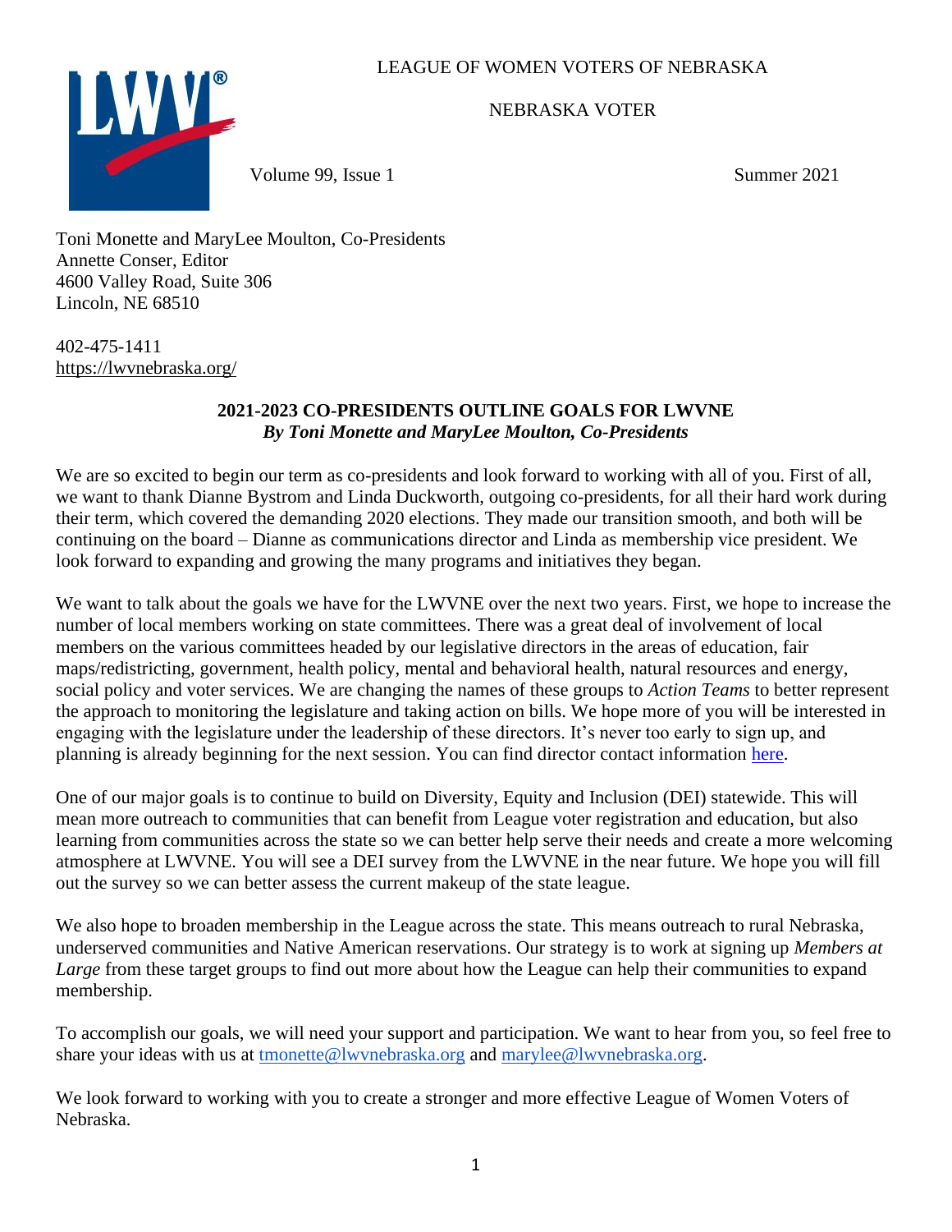LEAGUE OF WOMEN VOTERS OF NEBRASKA

NEBRASKA VOTER

Volume 99, Issue 1 Summer 2021

Toni Monette and MaryLee Moulton, Co-Presidents
Annette Conser, Editor
4600 Valley Road, Suite 306
Lincoln, NE 68510

402-475-1411
https://lwvnebraska.org/

## 2021-2023 CO-PRESIDENTS OUTLINE GOALS FOR LWVNE

***By Toni Monette and MaryLee Moulton, Co-Presidents***

We are so excited to begin our term as co-presidents and look forward to working with all of you. First of all, we want to thank Dianne Bystrom and Linda Duckworth, outgoing co-presidents, for all their hard work during their term, which covered the demanding 2020 elections. They made our transition smooth, and both will be continuing on the board – Dianne as communications director and Linda as membership vice president. We look forward to expanding and growing the many programs and initiatives they began.

We want to talk about the goals we have for the LWVNE over the next two years. First, we hope to increase the number of local members working on state committees. There was a great deal of involvement of local members on the various committees headed by our legislative directors in the areas of education, fair maps/redistricting, government, health policy, mental and behavioral health, natural resources and energy, social policy and voter services. We are changing the names of these groups to *Action Teams* to better represent the approach to monitoring the legislature and taking action on bills. We hope more of you will be interested in engaging with the legislature under the leadership of these directors. It's never too early to sign up, and planning is already beginning for the next session. You can find director contact information here.

One of our major goals is to continue to build on Diversity, Equity and Inclusion (DEI) statewide. This will mean more outreach to communities that can benefit from League voter registration and education, but also learning from communities across the state so we can better help serve their needs and create a more welcoming atmosphere at LWVNE. You will see a DEI survey from the LWVNE in the near future. We hope you will fill out the survey so we can better assess the current makeup of the state league.

We also hope to broaden membership in the League across the state. This means outreach to rural Nebraska, underserved communities and Native American reservations. Our strategy is to work at signing up *Members at Large* from these target groups to find out more about how the League can help their communities to expand membership.

To accomplish our goals, we will need your support and participation. We want to hear from you, so feel free to share your ideas with us at tmonette@lwvnebraska.org and marylee@lwvnebraska.org.

We look forward to working with you to create a stronger and more effective League of Women Voters of Nebraska.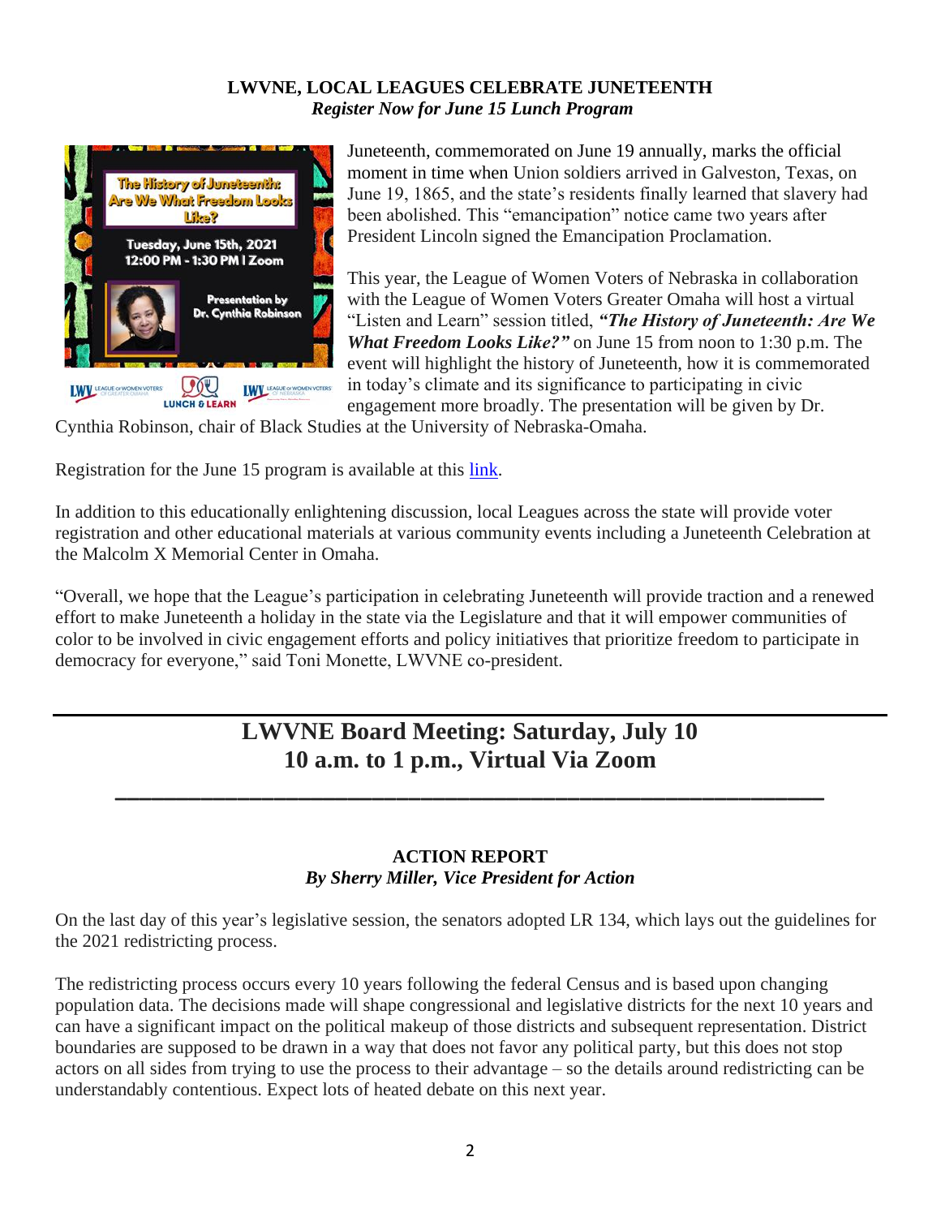**LWVNE, LOCAL LEAGUES CELEBRATE JUNETEENTH**
***Register Now for June 15 Lunch Program***

Juneteenth, commemorated on June 19 annually, marks the official moment in time when Union soldiers arrived in Galveston, Texas, on June 19, 1865, and the state's residents finally learned that slavery had been abolished. This "emancipation" notice came two years after President Lincoln signed the Emancipation Proclamation.

This year, the League of Women Voters of Nebraska in collaboration with the League of Women Voters Greater Omaha will host a virtual "Listen and Learn" session titled, ***"The History of Juneteenth: Are We What Freedom Looks Like?"*** on June 15 from noon to 1:30 p.m. The event will highlight the history of Juneteenth, how it is commemorated in today's climate and its significance to participating in civic engagement more broadly. The presentation will be given by Dr. Cynthia Robinson, chair of Black Studies at the University of Nebraska-Omaha.

Registration for the June 15 program is available at this link.

In addition to this educationally enlightening discussion, local Leagues across the state will provide voter registration and other educational materials at various community events including a Juneteenth Celebration at the Malcolm X Memorial Center in Omaha.

"Overall, we hope that the League's participation in celebrating Juneteenth will provide traction and a renewed effort to make Juneteenth a holiday in the state via the Legislature and that it will empower communities of color to be involved in civic engagement efforts and policy initiatives that prioritize freedom to participate in democracy for everyone," said Toni Monette, LWVNE co-president.

---

## LWVNE Board Meeting: Saturday, July 10
## 10 a.m. to 1 p.m., Virtual Via Zoom

---

**ACTION REPORT**
***By Sherry Miller, Vice President for Action***

On the last day of this year's legislative session, the senators adopted LR 134, which lays out the guidelines for the 2021 redistricting process.

The redistricting process occurs every 10 years following the federal Census and is based upon changing population data. The decisions made will shape congressional and legislative districts for the next 10 years and can have a significant impact on the political makeup of those districts and subsequent representation. District boundaries are supposed to be drawn in a way that does not favor any political party, but this does not stop actors on all sides from trying to use the process to their advantage – so the details around redistricting can be understandably contentious. Expect lots of heated debate on this next year.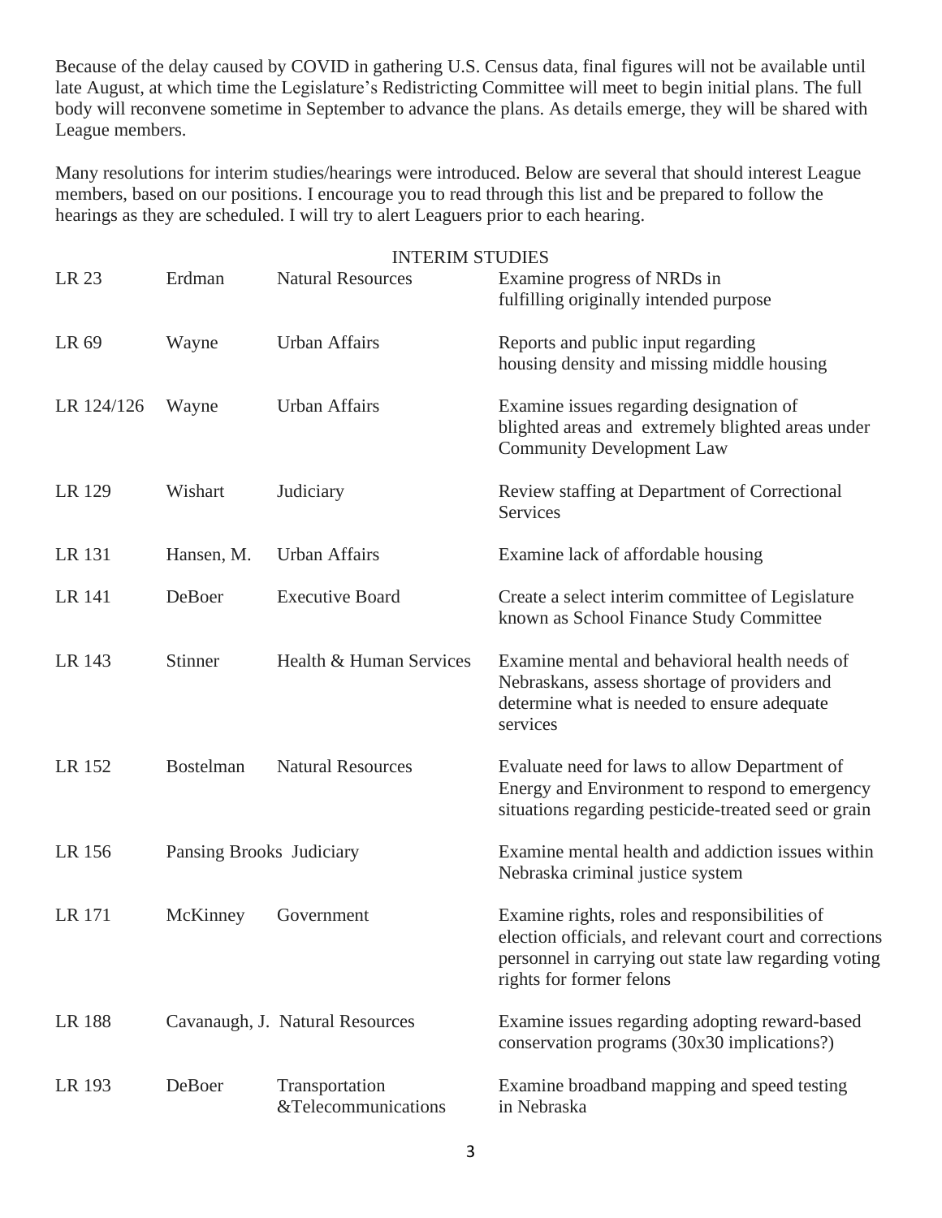Because of the delay caused by COVID in gathering U.S. Census data, final figures will not be available until late August, at which time the Legislature's Redistricting Committee will meet to begin initial plans. The full body will reconvene sometime in September to advance the plans. As details emerge, they will be shared with League members.

Many resolutions for interim studies/hearings were introduced. Below are several that should interest League members, based on our positions. I encourage you to read through this list and be prepared to follow the hearings as they are scheduled. I will try to alert Leaguers prior to each hearing.

INTERIM STUDIES

| | | | |
|---|---|---|---|
| LR 23 | Erdman | Natural Resources | Examine progress of NRDs in fulfilling originally intended purpose |
| LR 69 | Wayne | Urban Affairs | Reports and public input regarding housing density and missing middle housing |
| LR 124/126 | Wayne | Urban Affairs | Examine issues regarding designation of blighted areas and extremely blighted areas under Community Development Law |
| LR 129 | Wishart | Judiciary | Review staffing at Department of Correctional Services |
| LR 131 | Hansen, M. | Urban Affairs | Examine lack of affordable housing |
| LR 141 | DeBoer | Executive Board | Create a select interim committee of Legislature known as School Finance Study Committee |
| LR 143 | Stinner | Health & Human Services | Examine mental and behavioral health needs of Nebraskans, assess shortage of providers and determine what is needed to ensure adequate services |
| LR 152 | Bostelman | Natural Resources | Evaluate need for laws to allow Department of Energy and Environment to respond to emergency situations regarding pesticide-treated seed or grain |
| LR 156 | Pansing Brooks | Judiciary | Examine mental health and addiction issues within Nebraska criminal justice system |
| LR 171 | McKinney | Government | Examine rights, roles and responsibilities of election officials, and relevant court and corrections personnel in carrying out state law regarding voting rights for former felons |
| LR 188 | Cavanaugh, J. | Natural Resources | Examine issues regarding adopting reward-based conservation programs (30x30 implications?) |
| LR 193 | DeBoer | Transportation &Telecommunications | Examine broadband mapping and speed testing in Nebraska |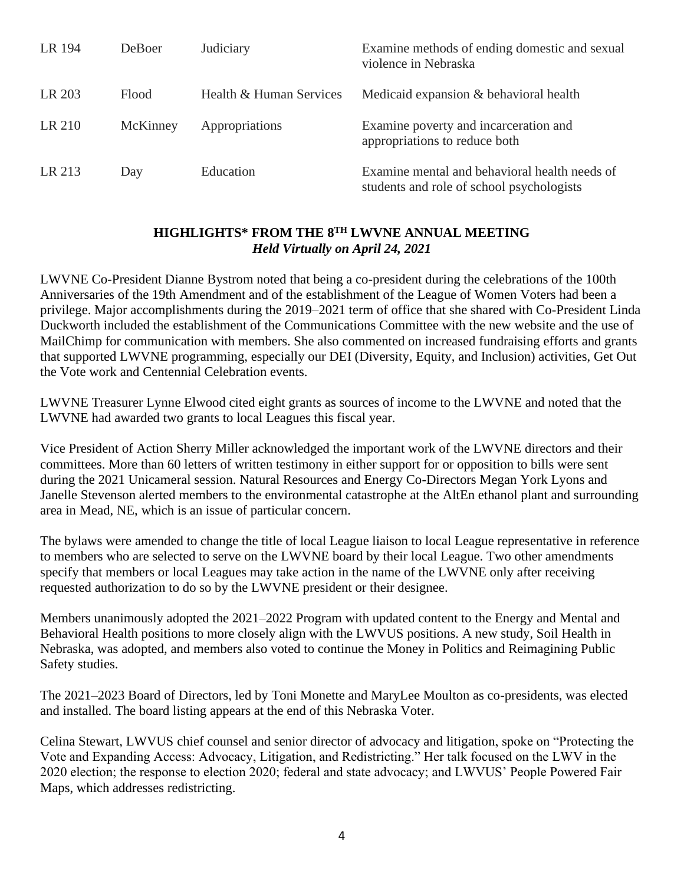| LR 194 | DeBoer | Judiciary | Examine methods of ending domestic and sexual violence in Nebraska |
|---|---|---|---|
| LR 203 | Flood | Health & Human Services | Medicaid expansion & behavioral health |
| LR 210 | McKinney | Appropriations | Examine poverty and incarceration and appropriations to reduce both |
| LR 213 | Day | Education | Examine mental and behavioral health needs of students and role of school psychologists |

## HIGHLIGHTS* FROM THE 8TH LWVNE ANNUAL MEETING

***Held Virtually on April 24, 2021***

LWVNE Co-President Dianne Bystrom noted that being a co-president during the celebrations of the 100th Anniversaries of the 19th Amendment and of the establishment of the League of Women Voters had been a privilege. Major accomplishments during the 2019–2021 term of office that she shared with Co-President Linda Duckworth included the establishment of the Communications Committee with the new website and the use of MailChimp for communication with members. She also commented on increased fundraising efforts and grants that supported LWVNE programming, especially our DEI (Diversity, Equity, and Inclusion) activities, Get Out the Vote work and Centennial Celebration events.

LWVNE Treasurer Lynne Elwood cited eight grants as sources of income to the LWVNE and noted that the LWVNE had awarded two grants to local Leagues this fiscal year.

Vice President of Action Sherry Miller acknowledged the important work of the LWVNE directors and their committees. More than 60 letters of written testimony in either support for or opposition to bills were sent during the 2021 Unicameral session. Natural Resources and Energy Co-Directors Megan York Lyons and Janelle Stevenson alerted members to the environmental catastrophe at the AltEn ethanol plant and surrounding area in Mead, NE, which is an issue of particular concern.

The bylaws were amended to change the title of local League liaison to local League representative in reference to members who are selected to serve on the LWVNE board by their local League. Two other amendments specify that members or local Leagues may take action in the name of the LWVNE only after receiving requested authorization to do so by the LWVNE president or their designee.

Members unanimously adopted the 2021–2022 Program with updated content to the Energy and Mental and Behavioral Health positions to more closely align with the LWVUS positions. A new study, Soil Health in Nebraska, was adopted, and members also voted to continue the Money in Politics and Reimagining Public Safety studies.

The 2021–2023 Board of Directors, led by Toni Monette and MaryLee Moulton as co-presidents, was elected and installed. The board listing appears at the end of this Nebraska Voter.

Celina Stewart, LWVUS chief counsel and senior director of advocacy and litigation, spoke on "Protecting the Vote and Expanding Access: Advocacy, Litigation, and Redistricting." Her talk focused on the LWV in the 2020 election; the response to election 2020; federal and state advocacy; and LWVUS' People Powered Fair Maps, which addresses redistricting.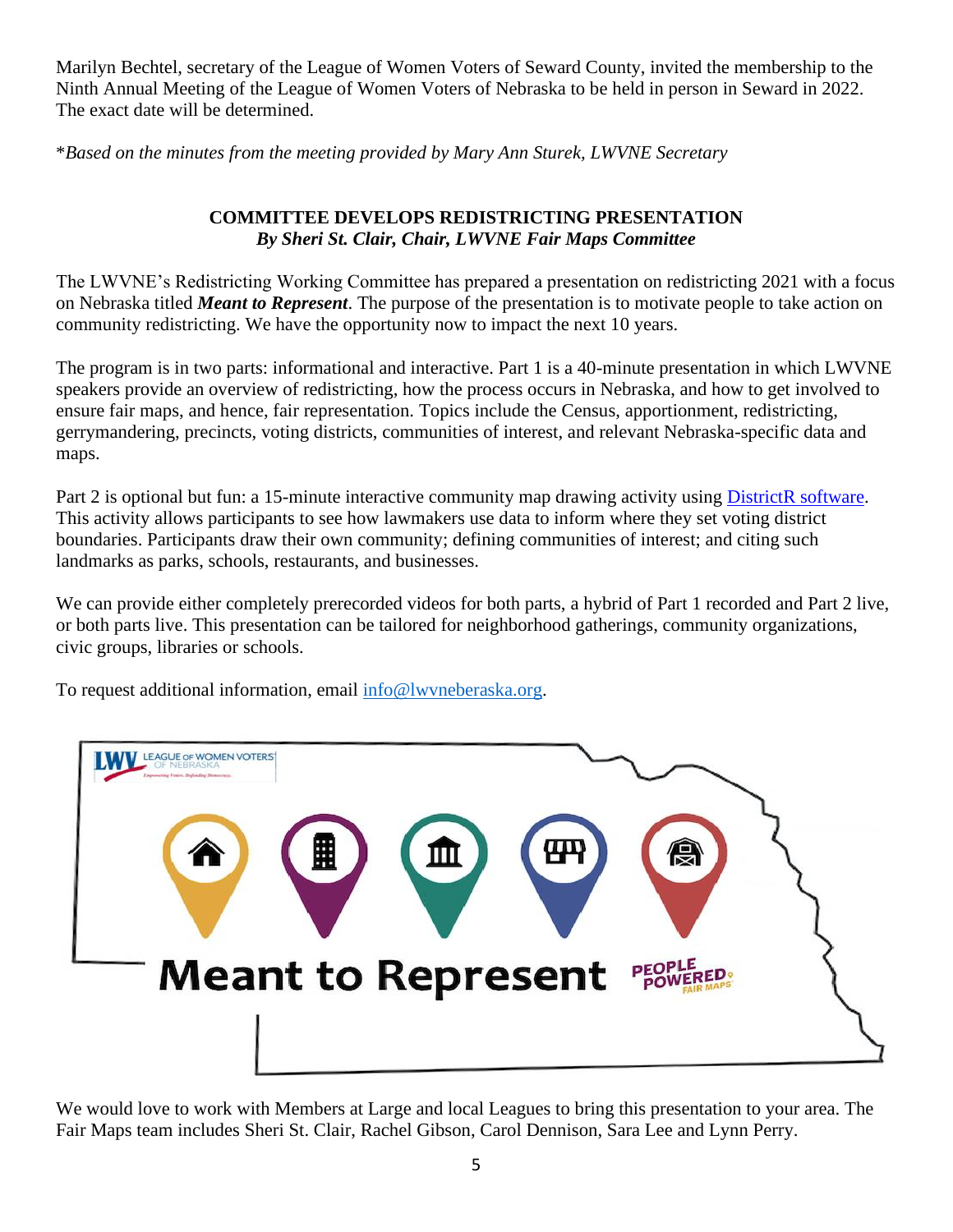Marilyn Bechtel, secretary of the League of Women Voters of Seward County, invited the membership to the Ninth Annual Meeting of the League of Women Voters of Nebraska to be held in person in Seward in 2022. The exact date will be determined.

*Based on the minutes from the meeting provided by Mary Ann Sturek, LWVNE Secretary*

## COMMITTEE DEVELOPS REDISTRICTING PRESENTATION

***By Sheri St. Clair, Chair, LWVNE Fair Maps Committee***

The LWVNE's Redistricting Working Committee has prepared a presentation on redistricting 2021 with a focus on Nebraska titled ***Meant to Represent***. The purpose of the presentation is to motivate people to take action on community redistricting. We have the opportunity now to impact the next 10 years.

The program is in two parts: informational and interactive. Part 1 is a 40-minute presentation in which LWVNE speakers provide an overview of redistricting, how the process occurs in Nebraska, and how to get involved to ensure fair maps, and hence, fair representation. Topics include the Census, apportionment, redistricting, gerrymandering, precincts, voting districts, communities of interest, and relevant Nebraska-specific data and maps.

Part 2 is optional but fun: a 15-minute interactive community map drawing activity using DistrictR software. This activity allows participants to see how lawmakers use data to inform where they set voting district boundaries. Participants draw their own community; defining communities of interest; and citing such landmarks as parks, schools, restaurants, and businesses.

We can provide either completely prerecorded videos for both parts, a hybrid of Part 1 recorded and Part 2 live, or both parts live. This presentation can be tailored for neighborhood gatherings, community organizations, civic groups, libraries or schools.

To request additional information, email info@lwvneberaska.org.

We would love to work with Members at Large and local Leagues to bring this presentation to your area. The Fair Maps team includes Sheri St. Clair, Rachel Gibson, Carol Dennison, Sara Lee and Lynn Perry.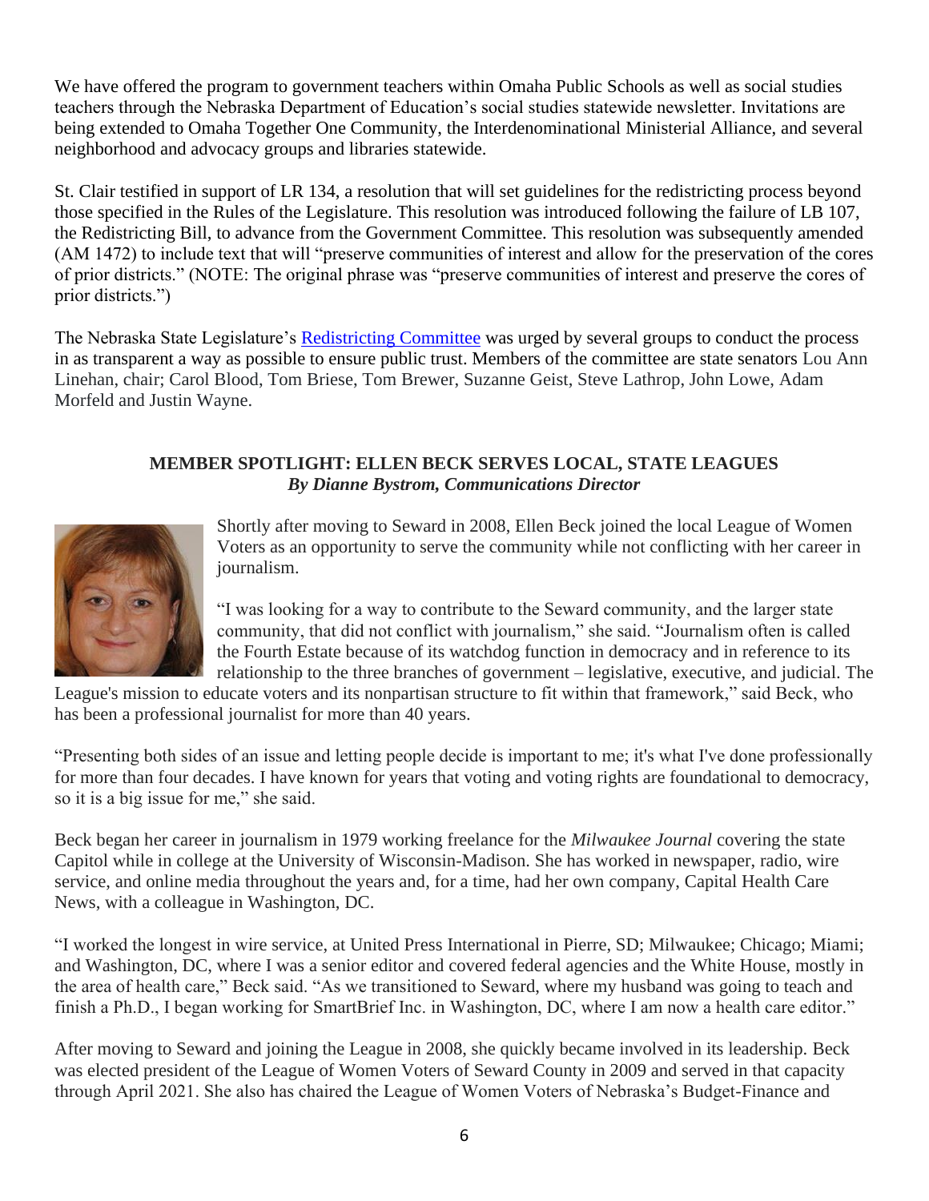We have offered the program to government teachers within Omaha Public Schools as well as social studies teachers through the Nebraska Department of Education's social studies statewide newsletter. Invitations are being extended to Omaha Together One Community, the Interdenominational Ministerial Alliance, and several neighborhood and advocacy groups and libraries statewide.

St. Clair testified in support of LR 134, a resolution that will set guidelines for the redistricting process beyond those specified in the Rules of the Legislature. This resolution was introduced following the failure of LB 107, the Redistricting Bill, to advance from the Government Committee. This resolution was subsequently amended (AM 1472) to include text that will "preserve communities of interest and allow for the preservation of the cores of prior districts." (NOTE: The original phrase was "preserve communities of interest and preserve the cores of prior districts.")

The Nebraska State Legislature's [Redistricting Committee] was urged by several groups to conduct the process in as transparent a way as possible to ensure public trust. Members of the committee are state senators Lou Ann Linehan, chair; Carol Blood, Tom Briese, Tom Brewer, Suzanne Geist, Steve Lathrop, John Lowe, Adam Morfeld and Justin Wayne.

## MEMBER SPOTLIGHT: ELLEN BECK SERVES LOCAL, STATE LEAGUES

***By Dianne Bystrom, Communications Director***

Shortly after moving to Seward in 2008, Ellen Beck joined the local League of Women Voters as an opportunity to serve the community while not conflicting with her career in journalism.

"I was looking for a way to contribute to the Seward community, and the larger state community, that did not conflict with journalism," she said. "Journalism often is called the Fourth Estate because of its watchdog function in democracy and in reference to its relationship to the three branches of government – legislative, executive, and judicial. The League's mission to educate voters and its nonpartisan structure to fit within that framework," said Beck, who has been a professional journalist for more than 40 years.

"Presenting both sides of an issue and letting people decide is important to me; it's what I've done professionally for more than four decades. I have known for years that voting and voting rights are foundational to democracy, so it is a big issue for me," she said.

Beck began her career in journalism in 1979 working freelance for the *Milwaukee Journal* covering the state Capitol while in college at the University of Wisconsin-Madison. She has worked in newspaper, radio, wire service, and online media throughout the years and, for a time, had her own company, Capital Health Care News, with a colleague in Washington, DC.

"I worked the longest in wire service, at United Press International in Pierre, SD; Milwaukee; Chicago; Miami; and Washington, DC, where I was a senior editor and covered federal agencies and the White House, mostly in the area of health care," Beck said. "As we transitioned to Seward, where my husband was going to teach and finish a Ph.D., I began working for SmartBrief Inc. in Washington, DC, where I am now a health care editor."

After moving to Seward and joining the League in 2008, she quickly became involved in its leadership. Beck was elected president of the League of Women Voters of Seward County in 2009 and served in that capacity through April 2021. She also has chaired the League of Women Voters of Nebraska's Budget-Finance and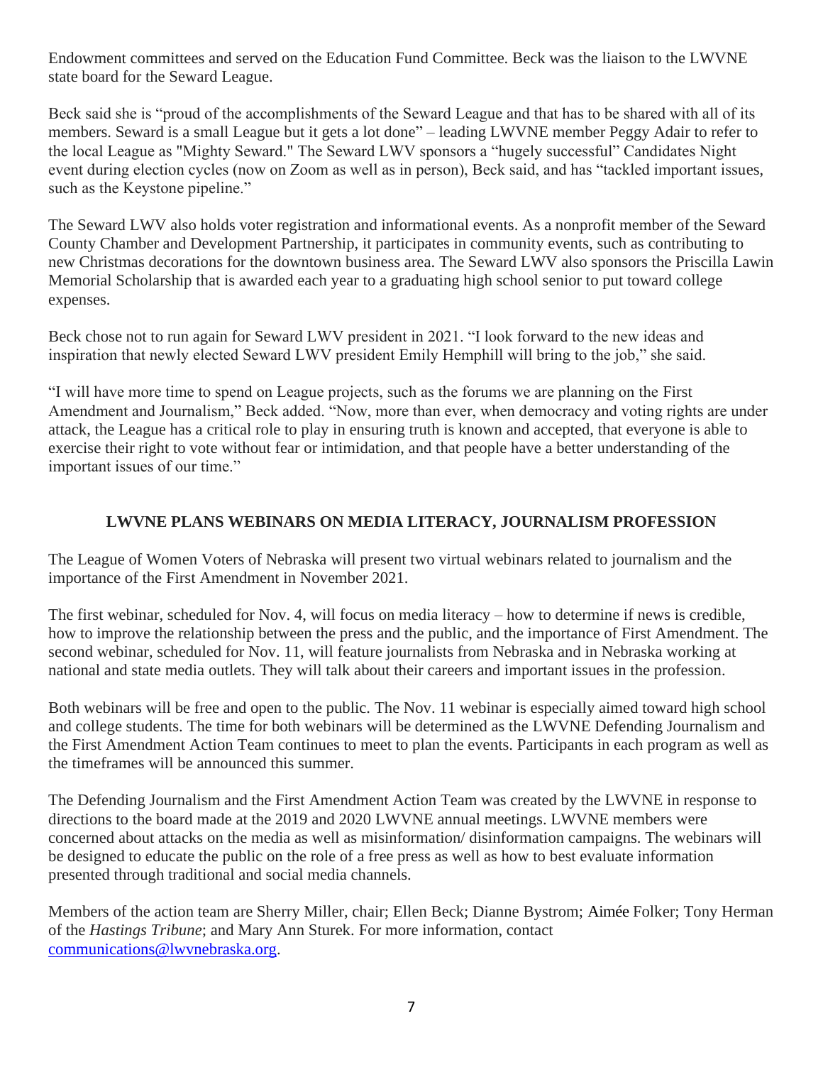Endowment committees and served on the Education Fund Committee. Beck was the liaison to the LWVNE state board for the Seward League.

Beck said she is "proud of the accomplishments of the Seward League and that has to be shared with all of its members. Seward is a small League but it gets a lot done" – leading LWVNE member Peggy Adair to refer to the local League as "Mighty Seward." The Seward LWV sponsors a "hugely successful" Candidates Night event during election cycles (now on Zoom as well as in person), Beck said, and has "tackled important issues, such as the Keystone pipeline."

The Seward LWV also holds voter registration and informational events. As a nonprofit member of the Seward County Chamber and Development Partnership, it participates in community events, such as contributing to new Christmas decorations for the downtown business area. The Seward LWV also sponsors the Priscilla Lawin Memorial Scholarship that is awarded each year to a graduating high school senior to put toward college expenses.

Beck chose not to run again for Seward LWV president in 2021. "I look forward to the new ideas and inspiration that newly elected Seward LWV president Emily Hemphill will bring to the job," she said.

"I will have more time to spend on League projects, such as the forums we are planning on the First Amendment and Journalism," Beck added. "Now, more than ever, when democracy and voting rights are under attack, the League has a critical role to play in ensuring truth is known and accepted, that everyone is able to exercise their right to vote without fear or intimidation, and that people have a better understanding of the important issues of our time."

## LWVNE PLANS WEBINARS ON MEDIA LITERACY, JOURNALISM PROFESSION

The League of Women Voters of Nebraska will present two virtual webinars related to journalism and the importance of the First Amendment in November 2021.

The first webinar, scheduled for Nov. 4, will focus on media literacy – how to determine if news is credible, how to improve the relationship between the press and the public, and the importance of First Amendment. The second webinar, scheduled for Nov. 11, will feature journalists from Nebraska and in Nebraska working at national and state media outlets. They will talk about their careers and important issues in the profession.

Both webinars will be free and open to the public. The Nov. 11 webinar is especially aimed toward high school and college students. The time for both webinars will be determined as the LWVNE Defending Journalism and the First Amendment Action Team continues to meet to plan the events. Participants in each program as well as the timeframes will be announced this summer.

The Defending Journalism and the First Amendment Action Team was created by the LWVNE in response to directions to the board made at the 2019 and 2020 LWVNE annual meetings. LWVNE members were concerned about attacks on the media as well as misinformation/ disinformation campaigns. The webinars will be designed to educate the public on the role of a free press as well as how to best evaluate information presented through traditional and social media channels.

Members of the action team are Sherry Miller, chair; Ellen Beck; Dianne Bystrom; Aimée Folker; Tony Herman of the *Hastings Tribune*; and Mary Ann Sturek. For more information, contact communications@lwvnebraska.org.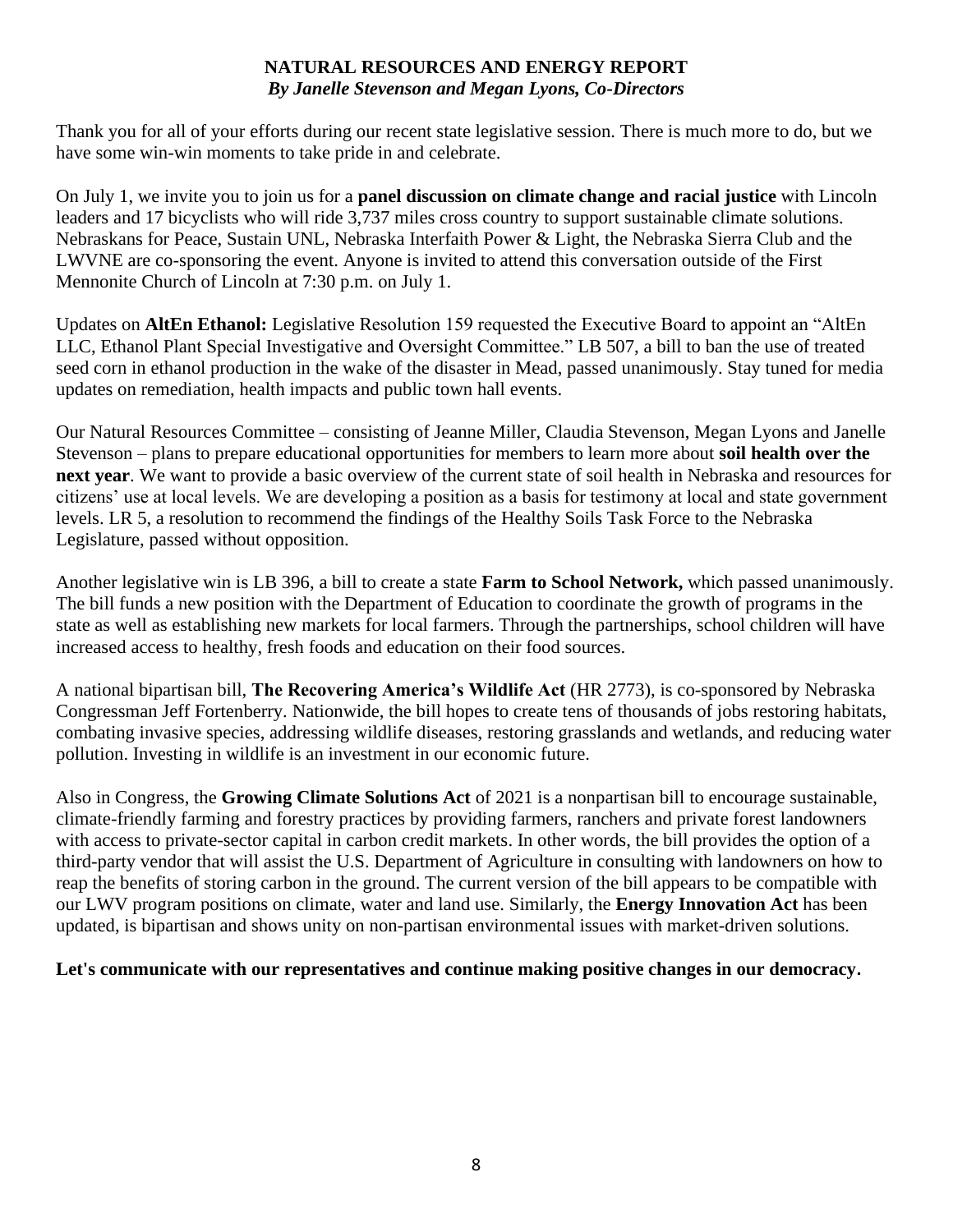## NATURAL RESOURCES AND ENERGY REPORT

***By Janelle Stevenson and Megan Lyons, Co-Directors***

Thank you for all of your efforts during our recent state legislative session. There is much more to do, but we have some win-win moments to take pride in and celebrate.

On July 1, we invite you to join us for a **panel discussion on climate change and racial justice** with Lincoln leaders and 17 bicyclists who will ride 3,737 miles cross country to support sustainable climate solutions. Nebraskans for Peace, Sustain UNL, Nebraska Interfaith Power & Light, the Nebraska Sierra Club and the LWVNE are co-sponsoring the event. Anyone is invited to attend this conversation outside of the First Mennonite Church of Lincoln at 7:30 p.m. on July 1.

Updates on **AltEn Ethanol:** Legislative Resolution 159 requested the Executive Board to appoint an "AltEn LLC, Ethanol Plant Special Investigative and Oversight Committee." LB 507, a bill to ban the use of treated seed corn in ethanol production in the wake of the disaster in Mead, passed unanimously. Stay tuned for media updates on remediation, health impacts and public town hall events.

Our Natural Resources Committee – consisting of Jeanne Miller, Claudia Stevenson, Megan Lyons and Janelle Stevenson – plans to prepare educational opportunities for members to learn more about **soil health over the next year**. We want to provide a basic overview of the current state of soil health in Nebraska and resources for citizens' use at local levels. We are developing a position as a basis for testimony at local and state government levels. LR 5, a resolution to recommend the findings of the Healthy Soils Task Force to the Nebraska Legislature, passed without opposition.

Another legislative win is LB 396, a bill to create a state **Farm to School Network,** which passed unanimously. The bill funds a new position with the Department of Education to coordinate the growth of programs in the state as well as establishing new markets for local farmers. Through the partnerships, school children will have increased access to healthy, fresh foods and education on their food sources.

A national bipartisan bill, **The Recovering America's Wildlife Act** (HR 2773), is co-sponsored by Nebraska Congressman Jeff Fortenberry. Nationwide, the bill hopes to create tens of thousands of jobs restoring habitats, combating invasive species, addressing wildlife diseases, restoring grasslands and wetlands, and reducing water pollution. Investing in wildlife is an investment in our economic future.

Also in Congress, the **Growing Climate Solutions Act** of 2021 is a nonpartisan bill to encourage sustainable, climate-friendly farming and forestry practices by providing farmers, ranchers and private forest landowners with access to private-sector capital in carbon credit markets. In other words, the bill provides the option of a third-party vendor that will assist the U.S. Department of Agriculture in consulting with landowners on how to reap the benefits of storing carbon in the ground. The current version of the bill appears to be compatible with our LWV program positions on climate, water and land use. Similarly, the **Energy Innovation Act** has been updated, is bipartisan and shows unity on non-partisan environmental issues with market-driven solutions.

**Let's communicate with our representatives and continue making positive changes in our democracy.**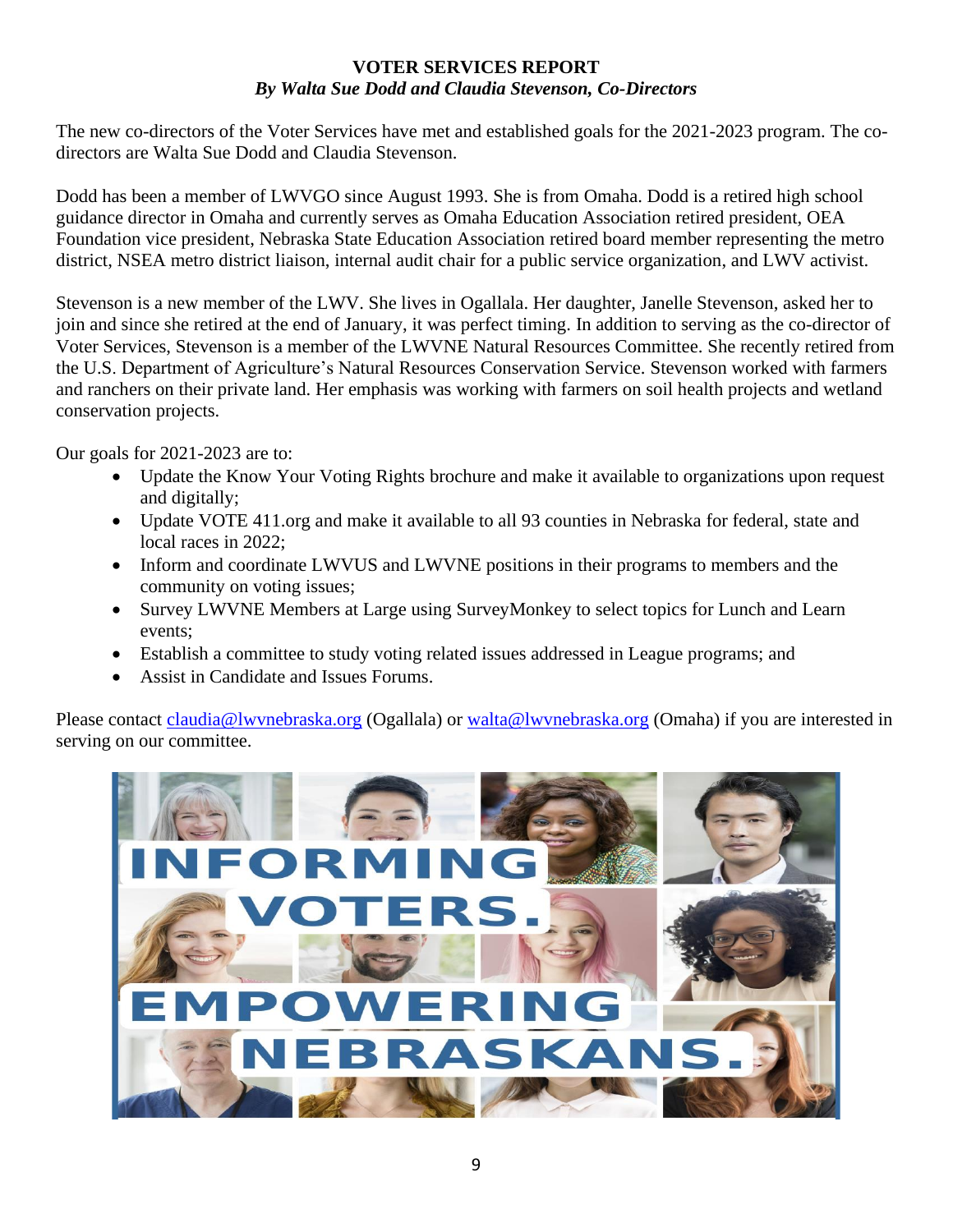## VOTER SERVICES REPORT

***By Walta Sue Dodd and Claudia Stevenson, Co-Directors***

The new co-directors of the Voter Services have met and established goals for the 2021-2023 program. The co-directors are Walta Sue Dodd and Claudia Stevenson.

Dodd has been a member of LWVGO since August 1993. She is from Omaha. Dodd is a retired high school guidance director in Omaha and currently serves as Omaha Education Association retired president, OEA Foundation vice president, Nebraska State Education Association retired board member representing the metro district, NSEA metro district liaison, internal audit chair for a public service organization, and LWV activist.

Stevenson is a new member of the LWV. She lives in Ogallala. Her daughter, Janelle Stevenson, asked her to join and since she retired at the end of January, it was perfect timing. In addition to serving as the co-director of Voter Services, Stevenson is a member of the LWVNE Natural Resources Committee. She recently retired from the U.S. Department of Agriculture's Natural Resources Conservation Service. Stevenson worked with farmers and ranchers on their private land. Her emphasis was working with farmers on soil health projects and wetland conservation projects.

Our goals for 2021-2023 are to:

- Update the Know Your Voting Rights brochure and make it available to organizations upon request and digitally;
- Update VOTE 411.org and make it available to all 93 counties in Nebraska for federal, state and local races in 2022;
- Inform and coordinate LWVUS and LWVNE positions in their programs to members and the community on voting issues;
- Survey LWVNE Members at Large using SurveyMonkey to select topics for Lunch and Learn events;
- Establish a committee to study voting related issues addressed in League programs; and
- Assist in Candidate and Issues Forums.

Please contact claudia@lwvnebraska.org (Ogallala) or walta@lwvnebraska.org (Omaha) if you are interested in serving on our committee.

INFORMING VOTERS. EMPOWERING NEBRASKANS.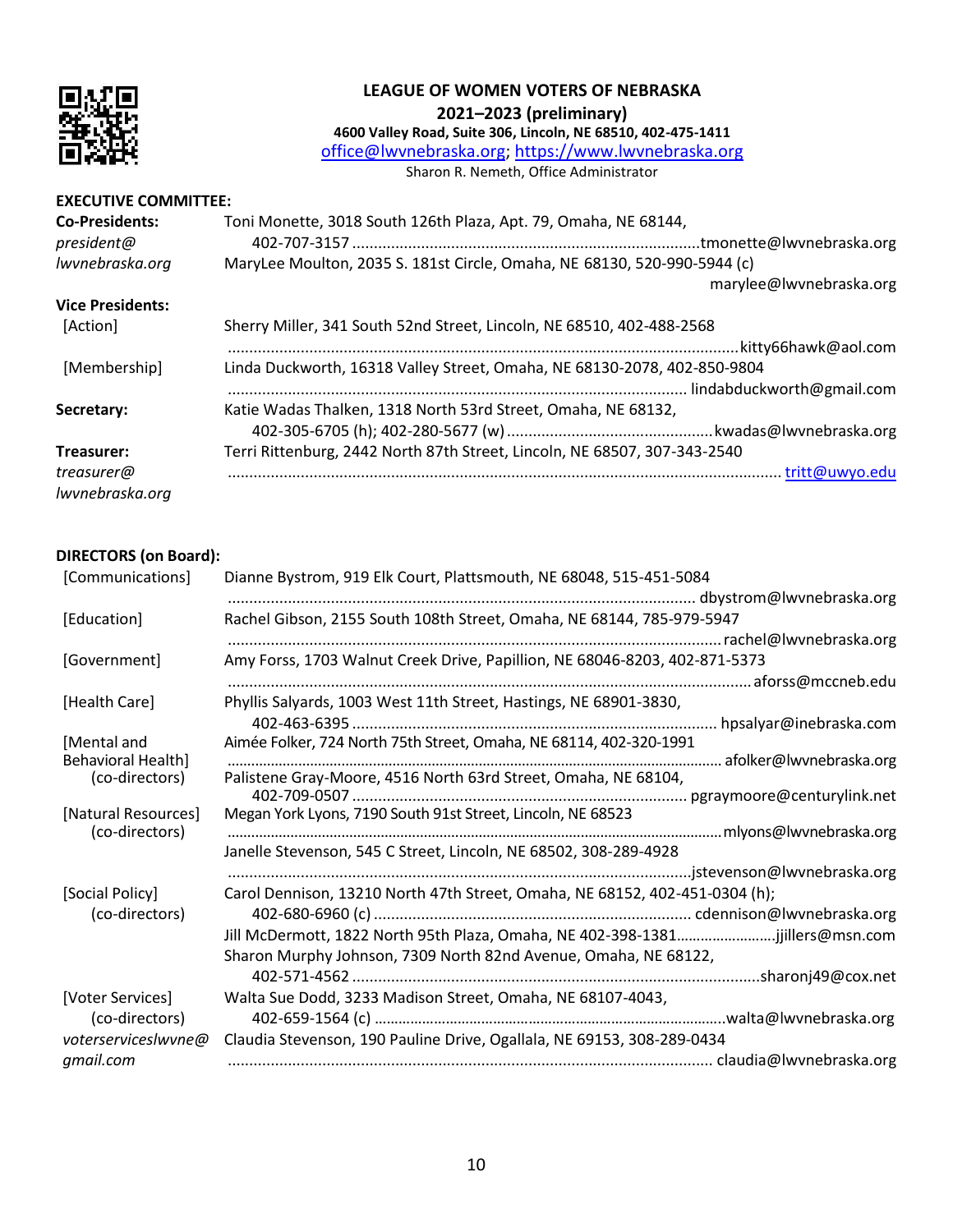**LEAGUE OF WOMEN VOTERS OF NEBRASKA**
**2021–2023 (preliminary)**
**4600 Valley Road, Suite 306, Lincoln, NE 68510, 402-475-1411**
office@lwvnebraska.org; https://www.lwvnebraska.org
Sharon R. Nemeth, Office Administrator

**EXECUTIVE COMMITTEE:**

| | |
|---|---|
| **Co-Presidents:** *president@lwvnebraska.org* | Toni Monette, 3018 South 126th Plaza, Apt. 79, Omaha, NE 68144, 402-707-3157 ..... tmonette@lwvnebraska.org |
| | MaryLee Moulton, 2035 S. 181st Circle, Omaha, NE 68130, 520-990-5944 (c) ..... marylee@lwvnebraska.org |
| **Vice Presidents:** | |
| [Action] | Sherry Miller, 341 South 52nd Street, Lincoln, NE 68510, 402-488-2568 ..... kitty66hawk@aol.com |
| [Membership] | Linda Duckworth, 16318 Valley Street, Omaha, NE 68130-2078, 402-850-9804 ..... lindabduckworth@gmail.com |
| **Secretary:** | Katie Wadas Thalken, 1318 North 53rd Street, Omaha, NE 68132, 402-305-6705 (h); 402-280-5677 (w) ..... kwadas@lwvnebraska.org |
| **Treasurer:** *treasurer@lwvnebraska.org* | Terri Rittenburg, 2442 North 87th Street, Lincoln, NE 68507, 307-343-2540 ..... tritt@uwyo.edu |

**DIRECTORS (on Board):**

| | |
|---|---|
| [Communications] | Dianne Bystrom, 919 Elk Court, Plattsmouth, NE 68048, 515-451-5084 ..... dbystrom@lwvnebraska.org |
| [Education] | Rachel Gibson, 2155 South 108th Street, Omaha, NE 68144, 785-979-5947 ..... rachel@lwvnebraska.org |
| [Government] | Amy Forss, 1703 Walnut Creek Drive, Papillion, NE 68046-8203, 402-871-5373 ..... aforss@mccneb.edu |
| [Health Care] | Phyllis Salyards, 1003 West 11th Street, Hastings, NE 68901-3830, 402-463-6395 ..... hpsalyar@inebraska.com |
| [Mental and Behavioral Health] (co-directors) | Aimée Folker, 724 North 75th Street, Omaha, NE 68114, 402-320-1991 ..... afolker@lwvnebraska.org |
| | Palistene Gray-Moore, 4516 North 63rd Street, Omaha, NE 68104, 402-709-0507 ..... pgraymoore@centurylink.net |
| [Natural Resources] (co-directors) | Megan York Lyons, 7190 South 91st Street, Lincoln, NE 68523 ..... mlyons@lwvnebraska.org |
| | Janelle Stevenson, 545 C Street, Lincoln, NE 68502, 308-289-4928 ..... jstevenson@lwvnebraska.org |
| [Social Policy] (co-directors) | Carol Dennison, 13210 North 47th Street, Omaha, NE 68152, 402-451-0304 (h); 402-680-6960 (c) ..... cdennison@lwvnebraska.org |
| | Jill McDermott, 1822 North 95th Plaza, Omaha, NE 402-398-1381..... jjillers@msn.com |
| | Sharon Murphy Johnson, 7309 North 82nd Avenue, Omaha, NE 68122, 402-571-4562 ..... sharonj49@cox.net |
| [Voter Services] (co-directors) *voterserviceslwvne@gmail.com* | Walta Sue Dodd, 3233 Madison Street, Omaha, NE 68107-4043, 402-659-1564 (c) ..... walta@lwvnebraska.org |
| | Claudia Stevenson, 190 Pauline Drive, Ogallala, NE 69153, 308-289-0434 ..... claudia@lwvnebraska.org |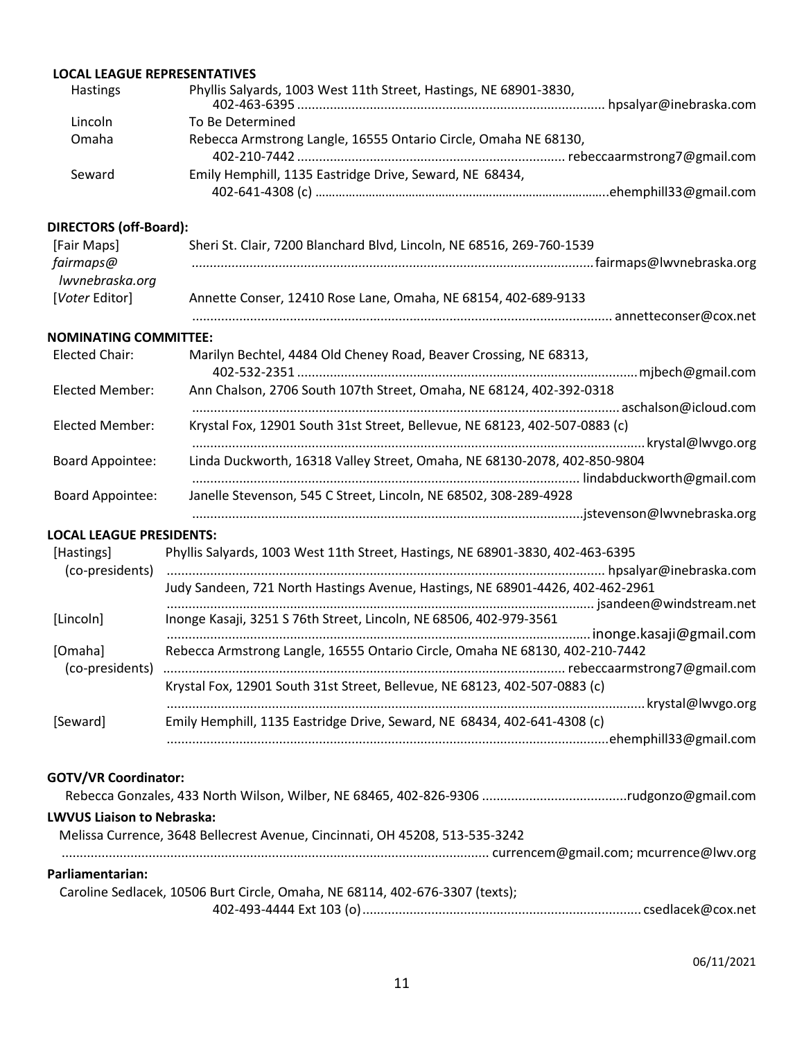**LOCAL LEAGUE REPRESENTATIVES**

| | |
|---|---|
| Hastings | Phyllis Salyards, 1003 West 11th Street, Hastings, NE 68901-3830, 402-463-6395 .................... hpsalyar@inebraska.com |
| Lincoln | To Be Determined |
| Omaha | Rebecca Armstrong Langle, 16555 Ontario Circle, Omaha NE 68130, 402-210-7442 .................... rebeccaarmstrong7@gmail.com |
| Seward | Emily Hemphill, 1135 Eastridge Drive, Seward, NE 68434, 402-641-4308 (c) .................... ehemphill33@gmail.com |

**DIRECTORS (off-Board):**

| | |
|---|---|
| [Fair Maps] *fairmaps@ lwvnebraska.org* | Sheri St. Clair, 7200 Blanchard Blvd, Lincoln, NE 68516, 269-760-1539 .................... fairmaps@lwvnebraska.org |
| [*Voter* Editor] | Annette Conser, 12410 Rose Lane, Omaha, NE 68154, 402-689-9133 .................... annetteconser@cox.net |

**NOMINATING COMMITTEE:**

| | |
|---|---|
| Elected Chair: | Marilyn Bechtel, 4484 Old Cheney Road, Beaver Crossing, NE 68313, 402-532-2351 .................... mjbech@gmail.com |
| Elected Member: | Ann Chalson, 2706 South 107th Street, Omaha, NE 68124, 402-392-0318 .................... aschalson@icloud.com |
| Elected Member: | Krystal Fox, 12901 South 31st Street, Bellevue, NE 68123, 402-507-0883 (c) .................... krystal@lwvgo.org |
| Board Appointee: | Linda Duckworth, 16318 Valley Street, Omaha, NE 68130-2078, 402-850-9804 .................... lindabduckworth@gmail.com |
| Board Appointee: | Janelle Stevenson, 545 C Street, Lincoln, NE 68502, 308-289-4928 .................... jstevenson@lwvnebraska.org |

**LOCAL LEAGUE PRESIDENTS:**

| | |
|---|---|
| [Hastings] (co-presidents) | Phyllis Salyards, 1003 West 11th Street, Hastings, NE 68901-3830, 402-463-6395 .................... hpsalyar@inebraska.com |
| | Judy Sandeen, 721 North Hastings Avenue, Hastings, NE 68901-4426, 402-462-2961 .................... jsandeen@windstream.net |
| [Lincoln] | Inonge Kasaji, 3251 S 76th Street, Lincoln, NE 68506, 402-979-3561 .................... inonge.kasaji@gmail.com |
| [Omaha] (co-presidents) | Rebecca Armstrong Langle, 16555 Ontario Circle, Omaha NE 68130, 402-210-7442 .................... rebeccaarmstrong7@gmail.com |
| | Krystal Fox, 12901 South 31st Street, Bellevue, NE 68123, 402-507-0883 (c) .................... krystal@lwvgo.org |
| [Seward] | Emily Hemphill, 1135 Eastridge Drive, Seward, NE 68434, 402-641-4308 (c) .................... ehemphill33@gmail.com |

**GOTV/VR Coordinator:**

Rebecca Gonzales, 433 North Wilson, Wilber, NE 68465, 402-826-9306 .................... rudgonzo@gmail.com

**LWVUS Liaison to Nebraska:**

Melissa Currence, 3648 Bellecrest Avenue, Cincinnati, OH 45208, 513-535-3242 .................... currencem@gmail.com; mcurrence@lwv.org

**Parliamentarian:**

Caroline Sedlacek, 10506 Burt Circle, Omaha, NE 68114, 402-676-3307 (texts); 402-493-4444 Ext 103 (o) .................... csedlacek@cox.net

06/11/2021